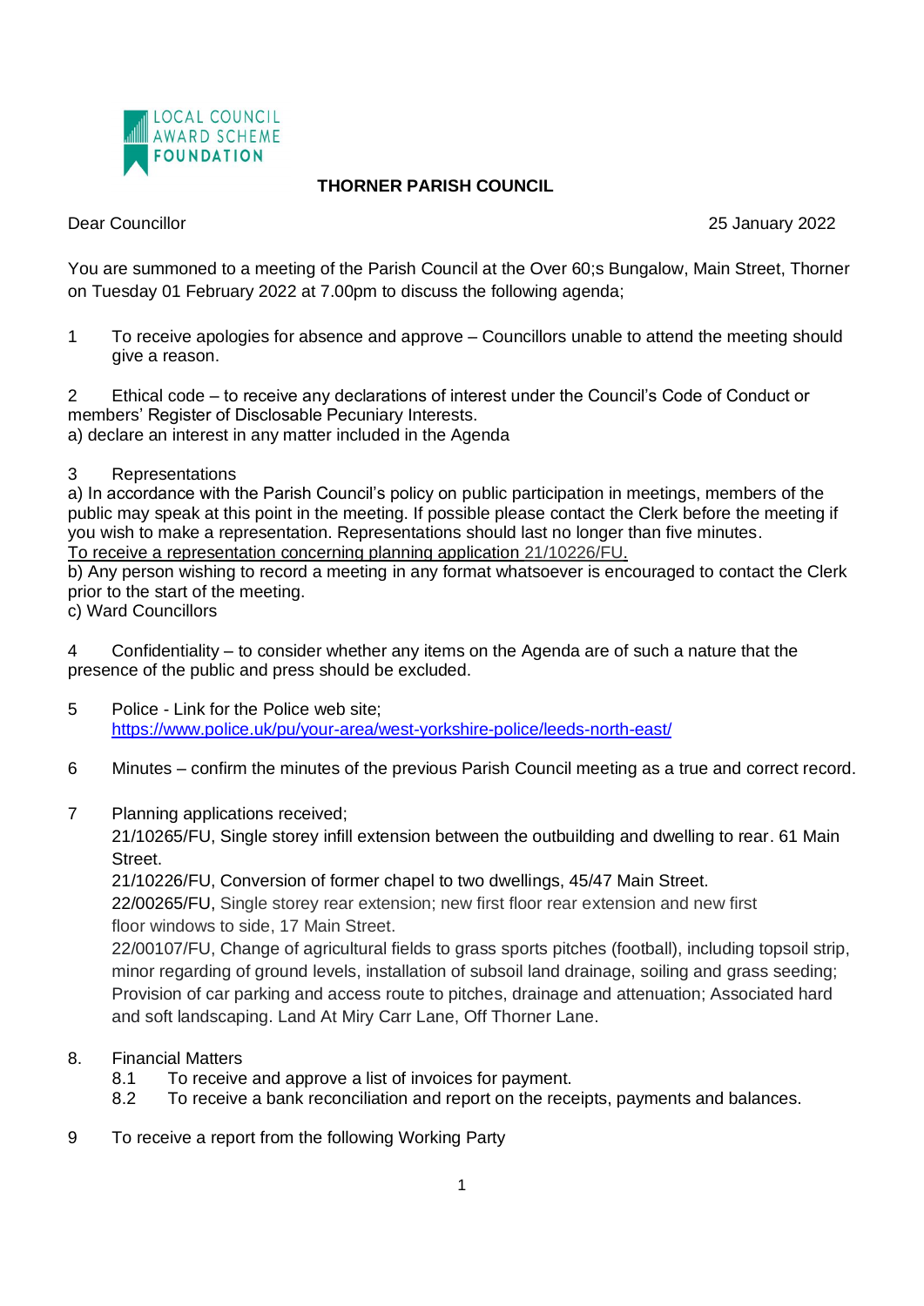LOCAL COUNCIL AWARD SCHEME FOUNDATION

## THORNER PARISH COUNCIL

Dear Councillor 25 January 2022

You are summoned to a meeting of the Parish Council at the Over 60;s Bungalow, Main Street, Thorner on Tuesday 01 February 2022 at 7.00pm to discuss the following agenda;

1 To receive apologies for absence and approve – Councillors unable to attend the meeting should give a reason.

2 Ethical code – to receive any declarations of interest under the Council's Code of Conduct or members' Register of Disclosable Pecuniary Interests.
a) declare an interest in any matter included in the Agenda

3 Representations
a) In accordance with the Parish Council's policy on public participation in meetings, members of the public may speak at this point in the meeting. If possible please contact the Clerk before the meeting if you wish to make a representation. Representations should last no longer than five minutes.
To receive a representation concerning planning application 21/10226/FU.
b) Any person wishing to record a meeting in any format whatsoever is encouraged to contact the Clerk prior to the start of the meeting.
c) Ward Councillors

4 Confidentiality – to consider whether any items on the Agenda are of such a nature that the presence of the public and press should be excluded.

5 Police - Link for the Police web site;
https://www.police.uk/pu/your-area/west-yorkshire-police/leeds-north-east/

6 Minutes – confirm the minutes of the previous Parish Council meeting as a true and correct record.

7 Planning applications received;
21/10265/FU, Single storey infill extension between the outbuilding and dwelling to rear. 61 Main Street.
21/10226/FU, Conversion of former chapel to two dwellings, 45/47 Main Street.
22/00265/FU, Single storey rear extension; new first floor rear extension and new first floor windows to side, 17 Main Street.
22/00107/FU, Change of agricultural fields to grass sports pitches (football), including topsoil strip, minor regarding of ground levels, installation of subsoil land drainage, soiling and grass seeding; Provision of car parking and access route to pitches, drainage and attenuation; Associated hard and soft landscaping. Land At Miry Carr Lane, Off Thorner Lane.

8. Financial Matters
8.1 To receive and approve a list of invoices for payment.
8.2 To receive a bank reconciliation and report on the receipts, payments and balances.

9 To receive a report from the following Working Party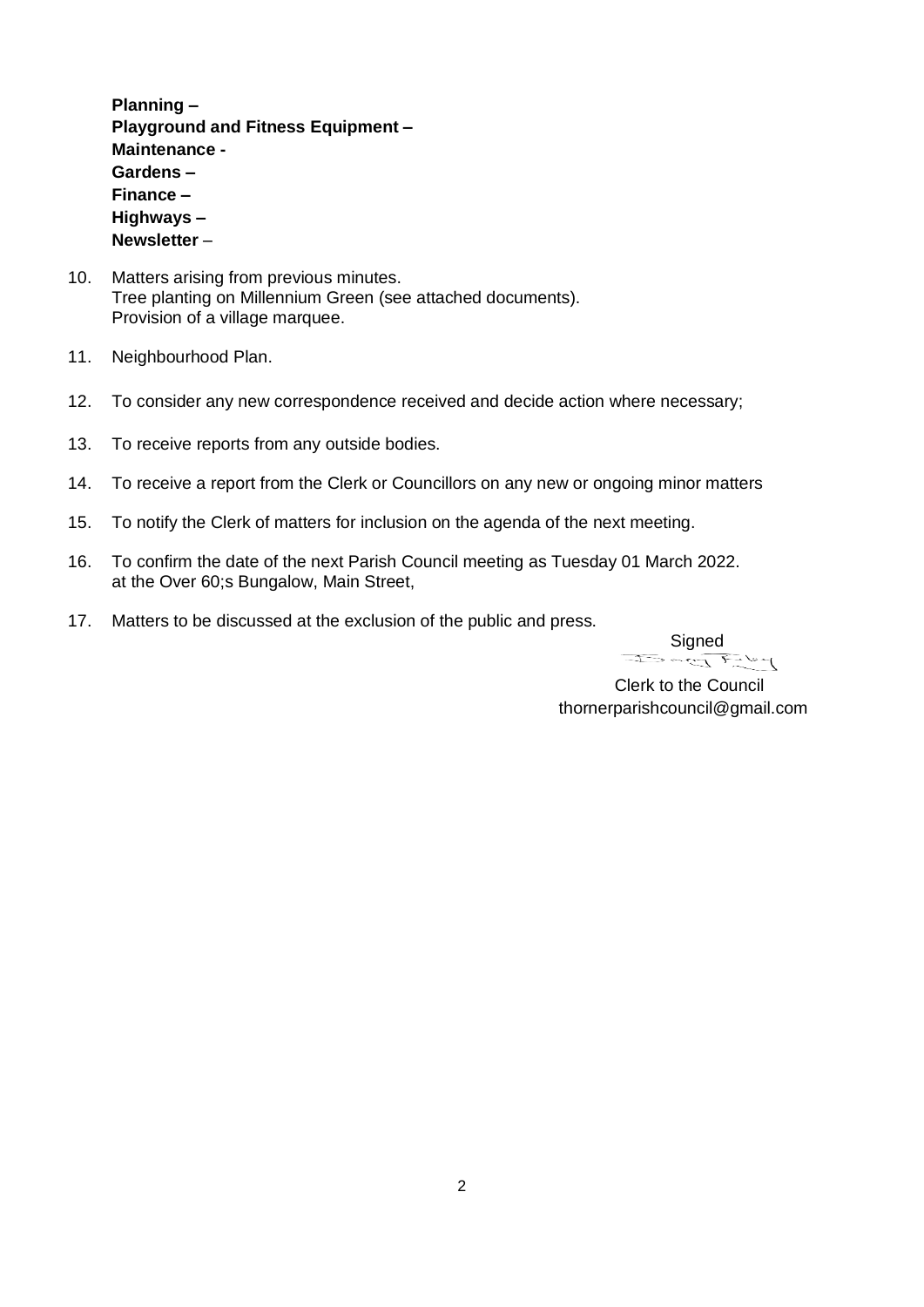**Planning –**  
**Playground and Fitness Equipment –**  
**Maintenance -**  
**Gardens –**  
**Finance –**  
**Highways –**  
**Newsletter** –

10. Matters arising from previous minutes.  
    Tree planting on Millennium Green (see attached documents).  
    Provision of a village marquee.

11. Neighbourhood Plan.

12. To consider any new correspondence received and decide action where necessary;

13. To receive reports from any outside bodies.

14. To receive a report from the Clerk or Councillors on any new or ongoing minor matters

15. To notify the Clerk of matters for inclusion on the agenda of the next meeting.

16. To confirm the date of the next Parish Council meeting as Tuesday 01 March 2022.  
    at the Over 60;s Bungalow, Main Street,

17. Matters to be discussed at the exclusion of the public and press.

Signed

Clerk to the Council  
thornerparishcouncil@gmail.com